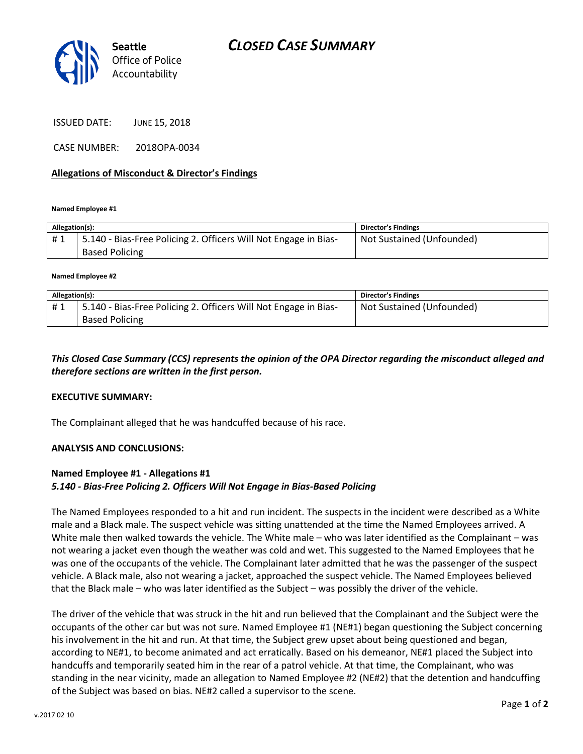# CLOSED CASE SUMMARY

Seattle Office of Police Accountability

ISSUED DATE: JUNE 15, 2018

CASE NUMBER: 2018OPA-0034

## Allegations of Misconduct & Director's Findings

**Named Employee #1**

| Allegation(s): | | Director's Findings |
|---|---|---|
| # 1 | 5.140 - Bias-Free Policing 2. Officers Will Not Engage in Bias-Based Policing | Not Sustained (Unfounded) |

**Named Employee #2**

| Allegation(s): | | Director's Findings |
|---|---|---|
| # 1 | 5.140 - Bias-Free Policing 2. Officers Will Not Engage in Bias-Based Policing | Not Sustained (Unfounded) |

***This Closed Case Summary (CCS) represents the opinion of the OPA Director regarding the misconduct alleged and therefore sections are written in the first person.***

**EXECUTIVE SUMMARY:**

The Complainant alleged that he was handcuffed because of his race.

**ANALYSIS AND CONCLUSIONS:**

**Named Employee #1 - Allegations #1**
***5.140 - Bias-Free Policing 2. Officers Will Not Engage in Bias-Based Policing***

The Named Employees responded to a hit and run incident. The suspects in the incident were described as a White male and a Black male. The suspect vehicle was sitting unattended at the time the Named Employees arrived. A White male then walked towards the vehicle. The White male – who was later identified as the Complainant – was not wearing a jacket even though the weather was cold and wet. This suggested to the Named Employees that he was one of the occupants of the vehicle. The Complainant later admitted that he was the passenger of the suspect vehicle. A Black male, also not wearing a jacket, approached the suspect vehicle. The Named Employees believed that the Black male – who was later identified as the Subject – was possibly the driver of the vehicle.

The driver of the vehicle that was struck in the hit and run believed that the Complainant and the Subject were the occupants of the other car but was not sure. Named Employee #1 (NE#1) began questioning the Subject concerning his involvement in the hit and run. At that time, the Subject grew upset about being questioned and began, according to NE#1, to become animated and act erratically. Based on his demeanor, NE#1 placed the Subject into handcuffs and temporarily seated him in the rear of a patrol vehicle. At that time, the Complainant, who was standing in the near vicinity, made an allegation to Named Employee #2 (NE#2) that the detention and handcuffing of the Subject was based on bias. NE#2 called a supervisor to the scene.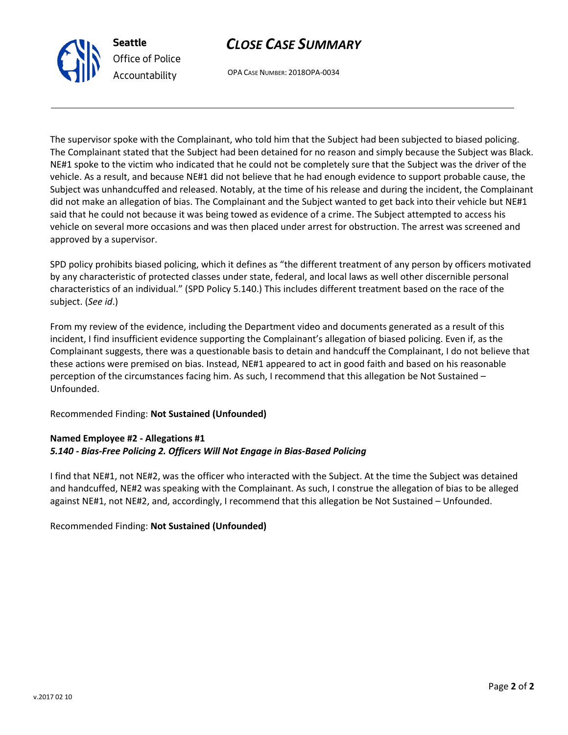The supervisor spoke with the Complainant, who told him that the Subject had been subjected to biased policing. The Complainant stated that the Subject had been detained for no reason and simply because the Subject was Black. NE#1 spoke to the victim who indicated that he could not be completely sure that the Subject was the driver of the vehicle. As a result, and because NE#1 did not believe that he had enough evidence to support probable cause, the Subject was unhandcuffed and released. Notably, at the time of his release and during the incident, the Complainant did not make an allegation of bias. The Complainant and the Subject wanted to get back into their vehicle but NE#1 said that he could not because it was being towed as evidence of a crime. The Subject attempted to access his vehicle on several more occasions and was then placed under arrest for obstruction. The arrest was screened and approved by a supervisor.

SPD policy prohibits biased policing, which it defines as "the different treatment of any person by officers motivated by any characteristic of protected classes under state, federal, and local laws as well other discernible personal characteristics of an individual." (SPD Policy 5.140.) This includes different treatment based on the race of the subject. (*See id*.)

From my review of the evidence, including the Department video and documents generated as a result of this incident, I find insufficient evidence supporting the Complainant's allegation of biased policing. Even if, as the Complainant suggests, there was a questionable basis to detain and handcuff the Complainant, I do not believe that these actions were premised on bias. Instead, NE#1 appeared to act in good faith and based on his reasonable perception of the circumstances facing him. As such, I recommend that this allegation be Not Sustained – Unfounded.

Recommended Finding: **Not Sustained (Unfounded)**

**Named Employee #2 - Allegations #1**
***5.140 - Bias-Free Policing 2. Officers Will Not Engage in Bias-Based Policing***

I find that NE#1, not NE#2, was the officer who interacted with the Subject. At the time the Subject was detained and handcuffed, NE#2 was speaking with the Complainant. As such, I construe the allegation of bias to be alleged against NE#1, not NE#2, and, accordingly, I recommend that this allegation be Not Sustained – Unfounded.

Recommended Finding: **Not Sustained (Unfounded)**